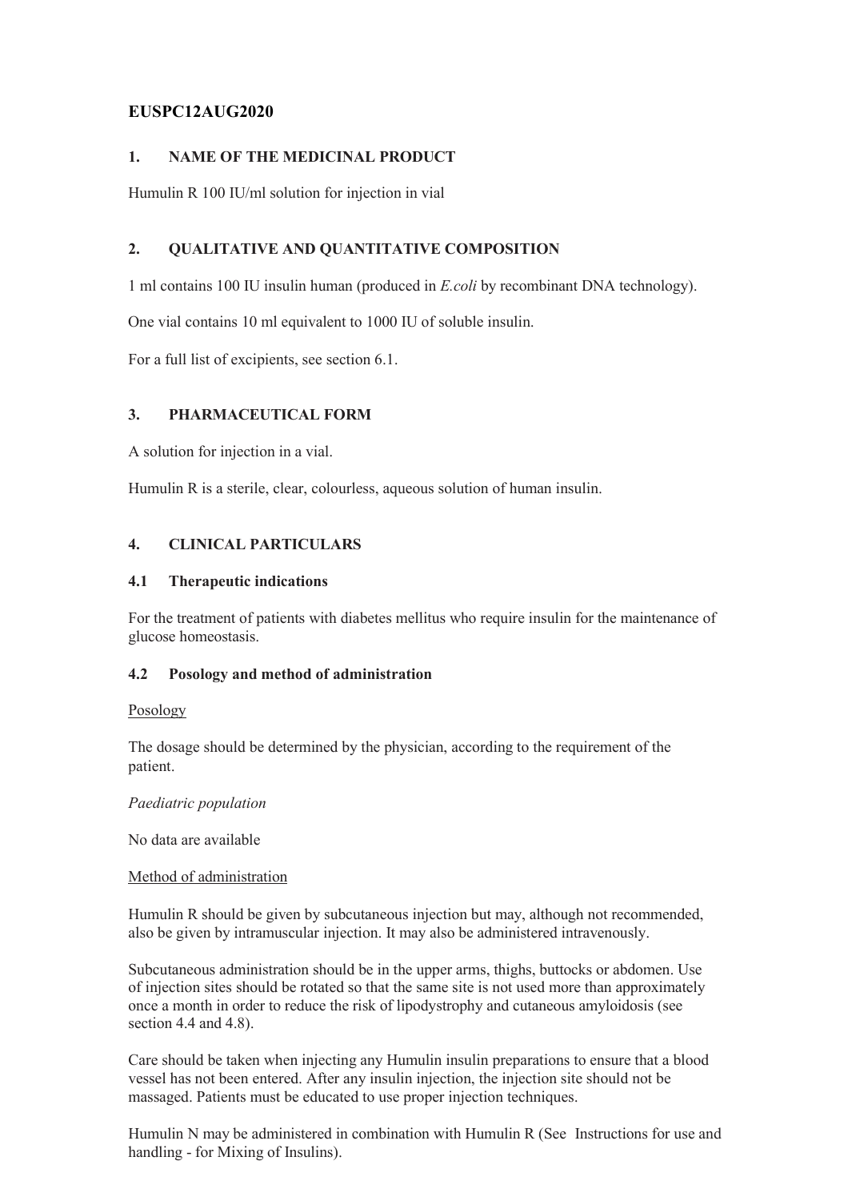**EUSPC12AUG2020**

## 1. NAME OF THE MEDICINAL PRODUCT

Humulin R 100 IU/ml solution for injection in vial

## 2. QUALITATIVE AND QUANTITATIVE COMPOSITION

1 ml contains 100 IU insulin human (produced in *E.coli* by recombinant DNA technology).

One vial contains 10 ml equivalent to 1000 IU of soluble insulin.

For a full list of excipients, see section 6.1.

## 3. PHARMACEUTICAL FORM

A solution for injection in a vial.

Humulin R is a sterile, clear, colourless, aqueous solution of human insulin.

## 4. CLINICAL PARTICULARS

### 4.1 Therapeutic indications

For the treatment of patients with diabetes mellitus who require insulin for the maintenance of glucose homeostasis.

### 4.2 Posology and method of administration

<u>Posology</u>

The dosage should be determined by the physician, according to the requirement of the patient.

*Paediatric population*

No data are available

<u>Method of administration</u>

Humulin R should be given by subcutaneous injection but may, although not recommended, also be given by intramuscular injection. It may also be administered intravenously.

Subcutaneous administration should be in the upper arms, thighs, buttocks or abdomen. Use of injection sites should be rotated so that the same site is not used more than approximately once a month in order to reduce the risk of lipodystrophy and cutaneous amyloidosis (see section 4.4 and 4.8).

Care should be taken when injecting any Humulin insulin preparations to ensure that a blood vessel has not been entered. After any insulin injection, the injection site should not be massaged. Patients must be educated to use proper injection techniques.

Humulin N may be administered in combination with Humulin R (See Instructions for use and handling - for Mixing of Insulins).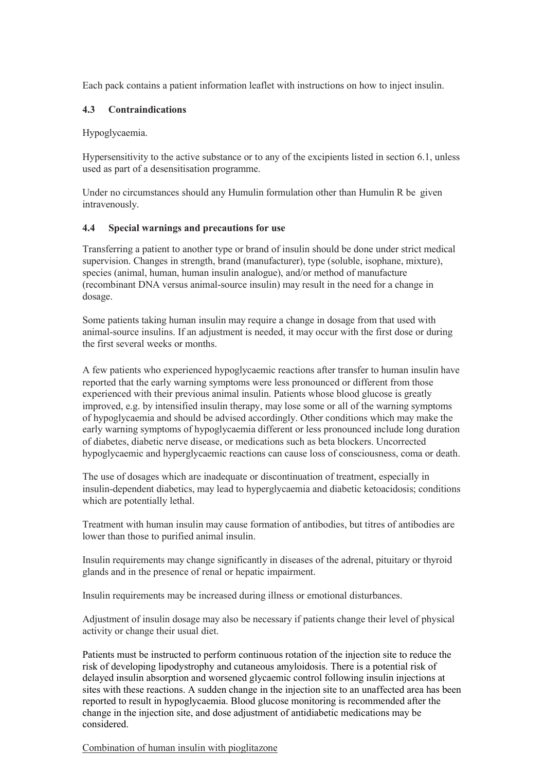Each pack contains a patient information leaflet with instructions on how to inject insulin.

### 4.3 Contraindications

Hypoglycaemia.

Hypersensitivity to the active substance or to any of the excipients listed in section 6.1, unless used as part of a desensitisation programme.

Under no circumstances should any Humulin formulation other than Humulin R be given intravenously.

### 4.4 Special warnings and precautions for use

Transferring a patient to another type or brand of insulin should be done under strict medical supervision. Changes in strength, brand (manufacturer), type (soluble, isophane, mixture), species (animal, human, human insulin analogue), and/or method of manufacture (recombinant DNA versus animal-source insulin) may result in the need for a change in dosage.

Some patients taking human insulin may require a change in dosage from that used with animal-source insulins. If an adjustment is needed, it may occur with the first dose or during the first several weeks or months.

A few patients who experienced hypoglycaemic reactions after transfer to human insulin have reported that the early warning symptoms were less pronounced or different from those experienced with their previous animal insulin. Patients whose blood glucose is greatly improved, e.g. by intensified insulin therapy, may lose some or all of the warning symptoms of hypoglycaemia and should be advised accordingly. Other conditions which may make the early warning symptoms of hypoglycaemia different or less pronounced include long duration of diabetes, diabetic nerve disease, or medications such as beta blockers. Uncorrected hypoglycaemic and hyperglycaemic reactions can cause loss of consciousness, coma or death.

The use of dosages which are inadequate or discontinuation of treatment, especially in insulin-dependent diabetics, may lead to hyperglycaemia and diabetic ketoacidosis; conditions which are potentially lethal.

Treatment with human insulin may cause formation of antibodies, but titres of antibodies are lower than those to purified animal insulin.

Insulin requirements may change significantly in diseases of the adrenal, pituitary or thyroid glands and in the presence of renal or hepatic impairment.

Insulin requirements may be increased during illness or emotional disturbances.

Adjustment of insulin dosage may also be necessary if patients change their level of physical activity or change their usual diet.

Patients must be instructed to perform continuous rotation of the injection site to reduce the risk of developing lipodystrophy and cutaneous amyloidosis. There is a potential risk of delayed insulin absorption and worsened glycaemic control following insulin injections at sites with these reactions. A sudden change in the injection site to an unaffected area has been reported to result in hypoglycaemia. Blood glucose monitoring is recommended after the change in the injection site, and dose adjustment of antidiabetic medications may be considered.

<u>Combination of human insulin with pioglitazone</u>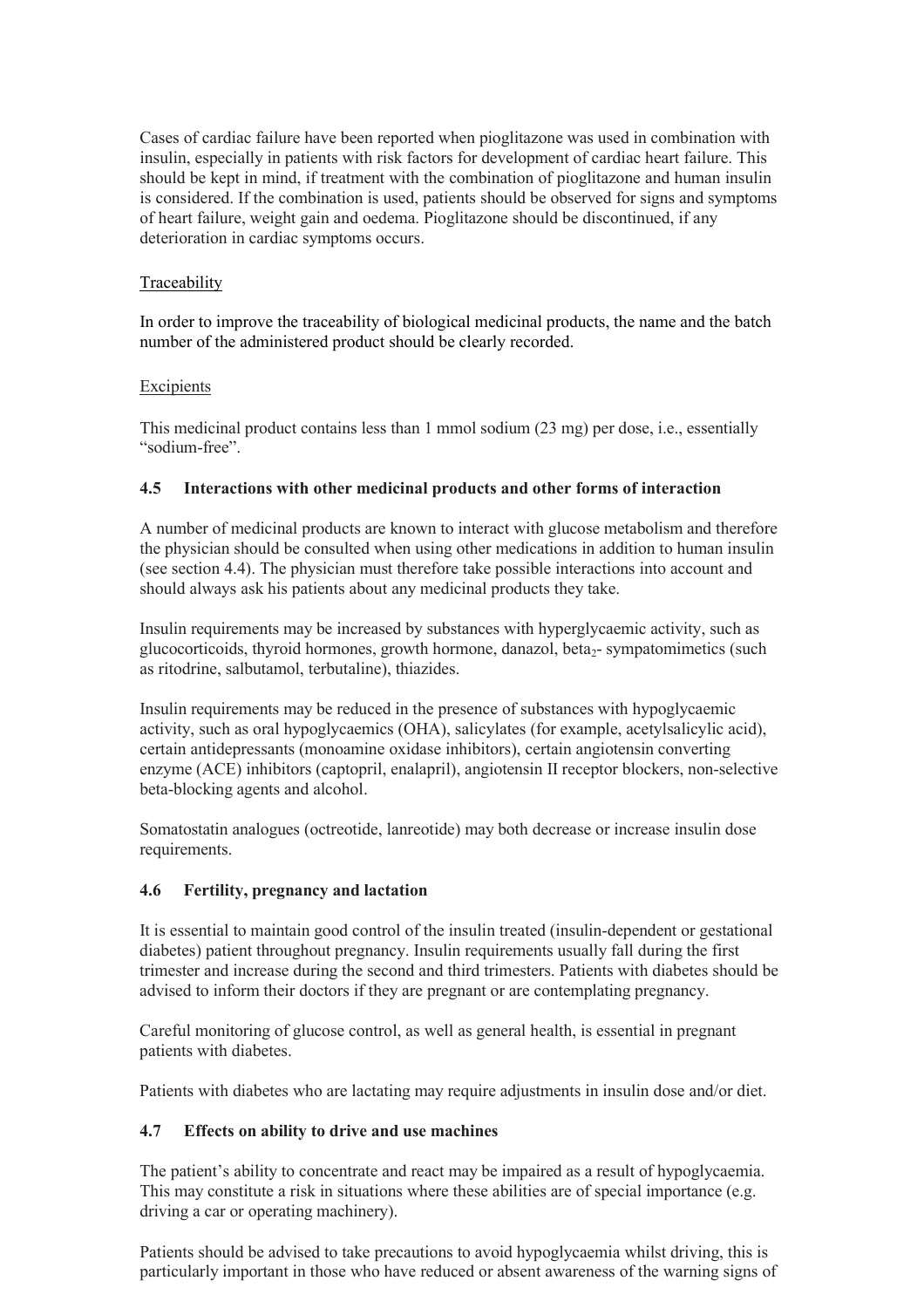Cases of cardiac failure have been reported when pioglitazone was used in combination with insulin, especially in patients with risk factors for development of cardiac heart failure. This should be kept in mind, if treatment with the combination of pioglitazone and human insulin is considered. If the combination is used, patients should be observed for signs and symptoms of heart failure, weight gain and oedema. Pioglitazone should be discontinued, if any deterioration in cardiac symptoms occurs.

Traceability

In order to improve the traceability of biological medicinal products, the name and the batch number of the administered product should be clearly recorded.

Excipients

This medicinal product contains less than 1 mmol sodium (23 mg) per dose, i.e., essentially "sodium-free".

### 4.5 Interactions with other medicinal products and other forms of interaction

A number of medicinal products are known to interact with glucose metabolism and therefore the physician should be consulted when using other medications in addition to human insulin (see section 4.4). The physician must therefore take possible interactions into account and should always ask his patients about any medicinal products they take.

Insulin requirements may be increased by substances with hyperglycaemic activity, such as glucocorticoids, thyroid hormones, growth hormone, danazol, $beta_2$- sympatomimetics (such as ritodrine, salbutamol, terbutaline), thiazides.

Insulin requirements may be reduced in the presence of substances with hypoglycaemic activity, such as oral hypoglycaemics (OHA), salicylates (for example, acetylsalicylic acid), certain antidepressants (monoamine oxidase inhibitors), certain angiotensin converting enzyme (ACE) inhibitors (captopril, enalapril), angiotensin II receptor blockers, non-selective beta-blocking agents and alcohol.

Somatostatin analogues (octreotide, lanreotide) may both decrease or increase insulin dose requirements.

### 4.6 Fertility, pregnancy and lactation

It is essential to maintain good control of the insulin treated (insulin-dependent or gestational diabetes) patient throughout pregnancy. Insulin requirements usually fall during the first trimester and increase during the second and third trimesters. Patients with diabetes should be advised to inform their doctors if they are pregnant or are contemplating pregnancy.

Careful monitoring of glucose control, as well as general health, is essential in pregnant patients with diabetes.

Patients with diabetes who are lactating may require adjustments in insulin dose and/or diet.

### 4.7 Effects on ability to drive and use machines

The patient's ability to concentrate and react may be impaired as a result of hypoglycaemia. This may constitute a risk in situations where these abilities are of special importance (e.g. driving a car or operating machinery).

Patients should be advised to take precautions to avoid hypoglycaemia whilst driving, this is particularly important in those who have reduced or absent awareness of the warning signs of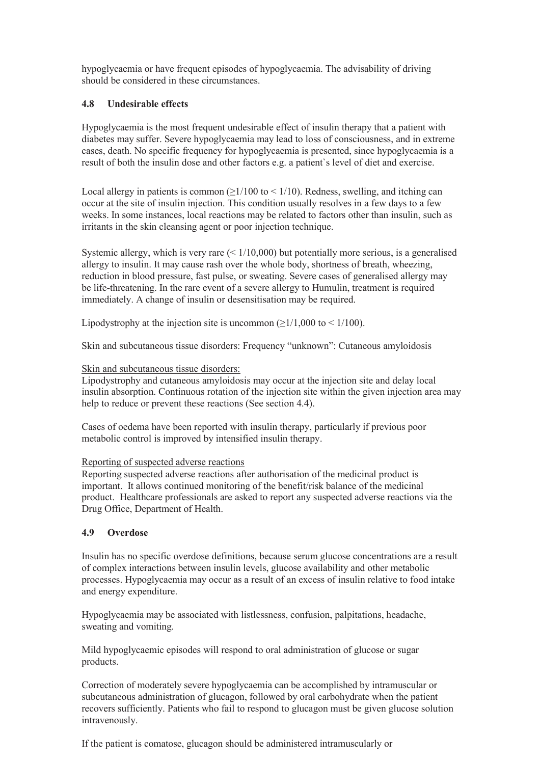hypoglycaemia or have frequent episodes of hypoglycaemia. The advisability of driving should be considered in these circumstances.

### 4.8 Undesirable effects

Hypoglycaemia is the most frequent undesirable effect of insulin therapy that a patient with diabetes may suffer. Severe hypoglycaemia may lead to loss of consciousness, and in extreme cases, death. No specific frequency for hypoglycaemia is presented, since hypoglycaemia is a result of both the insulin dose and other factors e.g. a patient`s level of diet and exercise.

Local allergy in patients is common ($\geq$1/100 to < 1/10). Redness, swelling, and itching can occur at the site of insulin injection. This condition usually resolves in a few days to a few weeks. In some instances, local reactions may be related to factors other than insulin, such as irritants in the skin cleansing agent or poor injection technique.

Systemic allergy, which is very rare (< 1/10,000) but potentially more serious, is a generalised allergy to insulin. It may cause rash over the whole body, shortness of breath, wheezing, reduction in blood pressure, fast pulse, or sweating. Severe cases of generalised allergy may be life-threatening. In the rare event of a severe allergy to Humulin, treatment is required immediately. A change of insulin or desensitisation may be required.

Lipodystrophy at the injection site is uncommon ($\geq$1/1,000 to < 1/100).

Skin and subcutaneous tissue disorders: Frequency "unknown": Cutaneous amyloidosis

Skin and subcutaneous tissue disorders:
Lipodystrophy and cutaneous amyloidosis may occur at the injection site and delay local insulin absorption. Continuous rotation of the injection site within the given injection area may help to reduce or prevent these reactions (See section 4.4).

Cases of oedema have been reported with insulin therapy, particularly if previous poor metabolic control is improved by intensified insulin therapy.

Reporting of suspected adverse reactions
Reporting suspected adverse reactions after authorisation of the medicinal product is important. It allows continued monitoring of the benefit/risk balance of the medicinal product. Healthcare professionals are asked to report any suspected adverse reactions via the Drug Office, Department of Health.

### 4.9 Overdose

Insulin has no specific overdose definitions, because serum glucose concentrations are a result of complex interactions between insulin levels, glucose availability and other metabolic processes. Hypoglycaemia may occur as a result of an excess of insulin relative to food intake and energy expenditure.

Hypoglycaemia may be associated with listlessness, confusion, palpitations, headache, sweating and vomiting.

Mild hypoglycaemic episodes will respond to oral administration of glucose or sugar products.

Correction of moderately severe hypoglycaemia can be accomplished by intramuscular or subcutaneous administration of glucagon, followed by oral carbohydrate when the patient recovers sufficiently. Patients who fail to respond to glucagon must be given glucose solution intravenously.

If the patient is comatose, glucagon should be administered intramuscularly or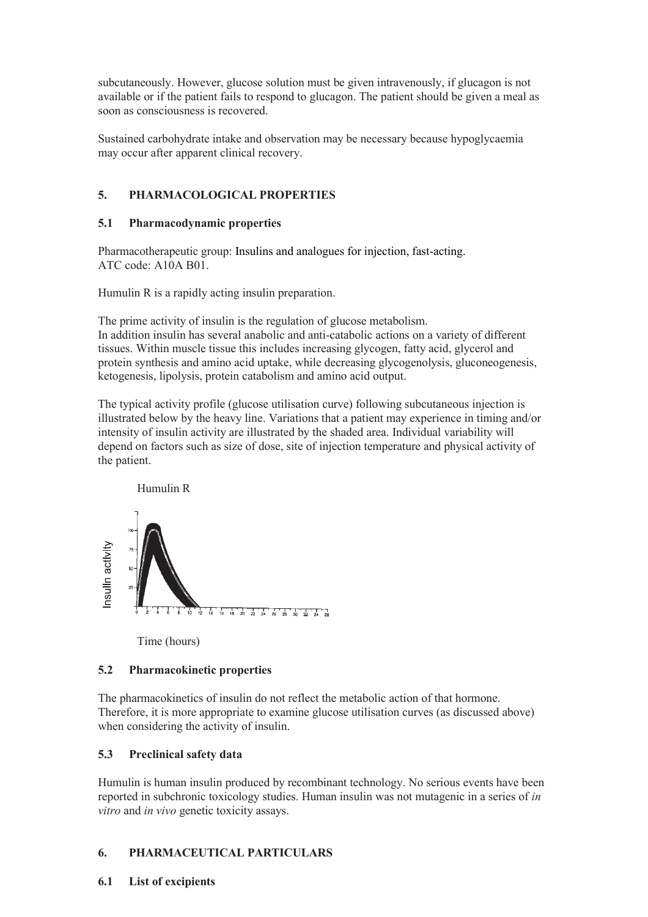subcutaneously. However, glucose solution must be given intravenously, if glucagon is not available or if the patient fails to respond to glucagon. The patient should be given a meal as soon as consciousness is recovered.

Sustained carbohydrate intake and observation may be necessary because hypoglycaemia may occur after apparent clinical recovery.

## 5. PHARMACOLOGICAL PROPERTIES

### 5.1 Pharmacodynamic properties

Pharmacotherapeutic group: Insulins and analogues for injection, fast-acting.
ATC code: A10A B01.

Humulin R is a rapidly acting insulin preparation.

The prime activity of insulin is the regulation of glucose metabolism.
In addition insulin has several anabolic and anti-catabolic actions on a variety of different tissues. Within muscle tissue this includes increasing glycogen, fatty acid, glycerol and protein synthesis and amino acid uptake, while decreasing glycogenolysis, gluconeogenesis, ketogenesis, lipolysis, protein catabolism and amino acid output.

The typical activity profile (glucose utilisation curve) following subcutaneous injection is illustrated below by the heavy line. Variations that a patient may experience in timing and/or intensity of insulin activity are illustrated by the shaded area. Individual variability will depend on factors such as size of dose, site of injection temperature and physical activity of the patient.

Humulin R

Insulin activity

Time (hours)

### 5.2 Pharmacokinetic properties

The pharmacokinetics of insulin do not reflect the metabolic action of that hormone. Therefore, it is more appropriate to examine glucose utilisation curves (as discussed above) when considering the activity of insulin.

### 5.3 Preclinical safety data

Humulin is human insulin produced by recombinant technology. No serious events have been reported in subchronic toxicology studies. Human insulin was not mutagenic in a series of *in vitro* and *in vivo* genetic toxicity assays.

## 6. PHARMACEUTICAL PARTICULARS

### 6.1 List of excipients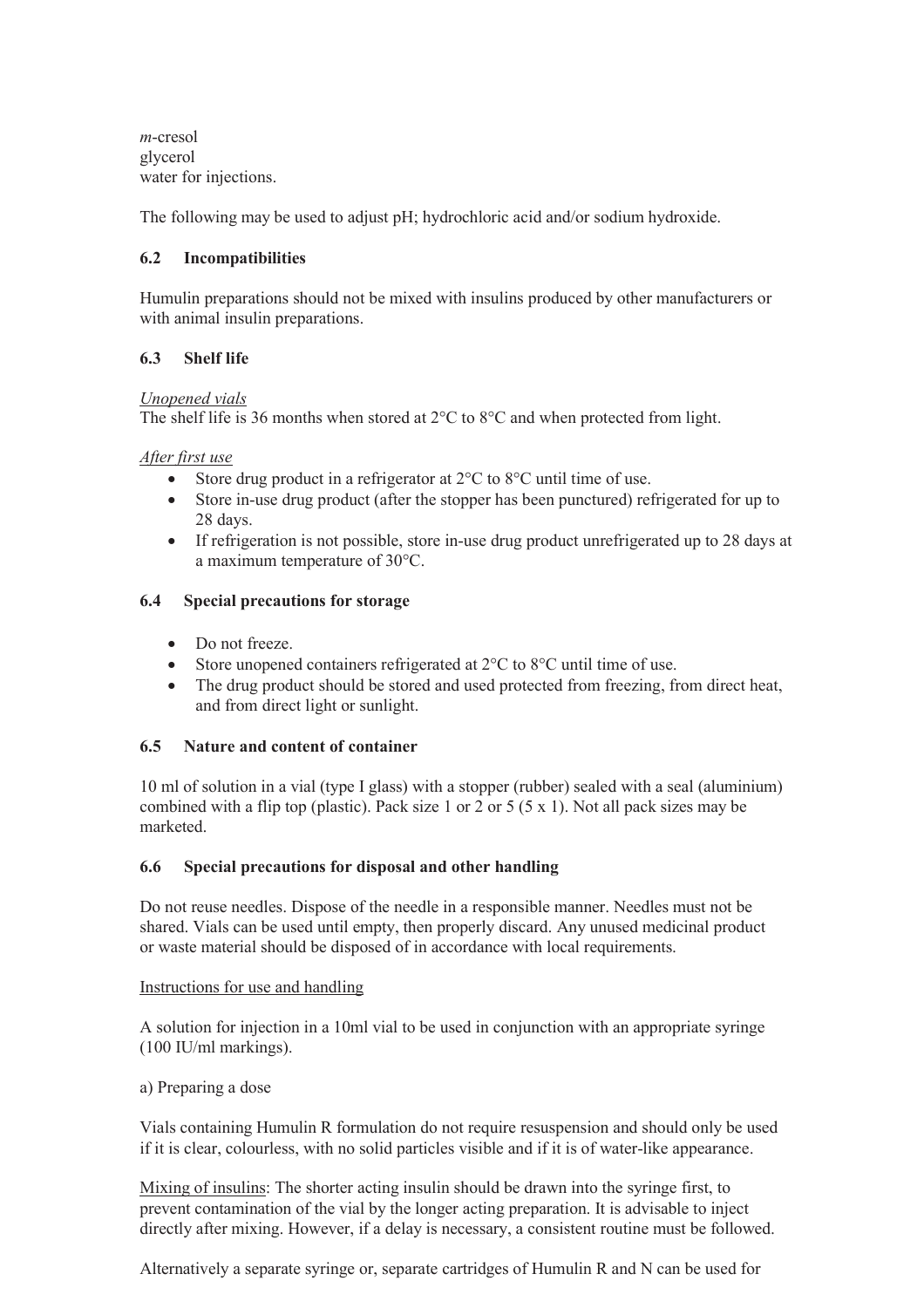*m*-cresol
glycerol
water for injections.

The following may be used to adjust pH; hydrochloric acid and/or sodium hydroxide.

### 6.2 Incompatibilities

Humulin preparations should not be mixed with insulins produced by other manufacturers or with animal insulin preparations.

### 6.3 Shelf life

*Unopened vials*
The shelf life is 36 months when stored at 2°C to 8°C and when protected from light.

*After first use*

- Store drug product in a refrigerator at 2°C to 8°C until time of use.
- Store in-use drug product (after the stopper has been punctured) refrigerated for up to 28 days.
- If refrigeration is not possible, store in-use drug product unrefrigerated up to 28 days at a maximum temperature of 30°C.

### 6.4 Special precautions for storage

- Do not freeze.
- Store unopened containers refrigerated at 2°C to 8°C until time of use.
- The drug product should be stored and used protected from freezing, from direct heat, and from direct light or sunlight.

### 6.5 Nature and content of container

10 ml of solution in a vial (type I glass) with a stopper (rubber) sealed with a seal (aluminium) combined with a flip top (plastic). Pack size 1 or 2 or 5 (5 x 1). Not all pack sizes may be marketed.

### 6.6 Special precautions for disposal and other handling

Do not reuse needles. Dispose of the needle in a responsible manner. Needles must not be shared. Vials can be used until empty, then properly discard. Any unused medicinal product or waste material should be disposed of in accordance with local requirements.

Instructions for use and handling

A solution for injection in a 10ml vial to be used in conjunction with an appropriate syringe (100 IU/ml markings).

a) Preparing a dose

Vials containing Humulin R formulation do not require resuspension and should only be used if it is clear, colourless, with no solid particles visible and if it is of water-like appearance.

Mixing of insulins: The shorter acting insulin should be drawn into the syringe first, to prevent contamination of the vial by the longer acting preparation. It is advisable to inject directly after mixing. However, if a delay is necessary, a consistent routine must be followed.

Alternatively a separate syringe or, separate cartridges of Humulin R and N can be used for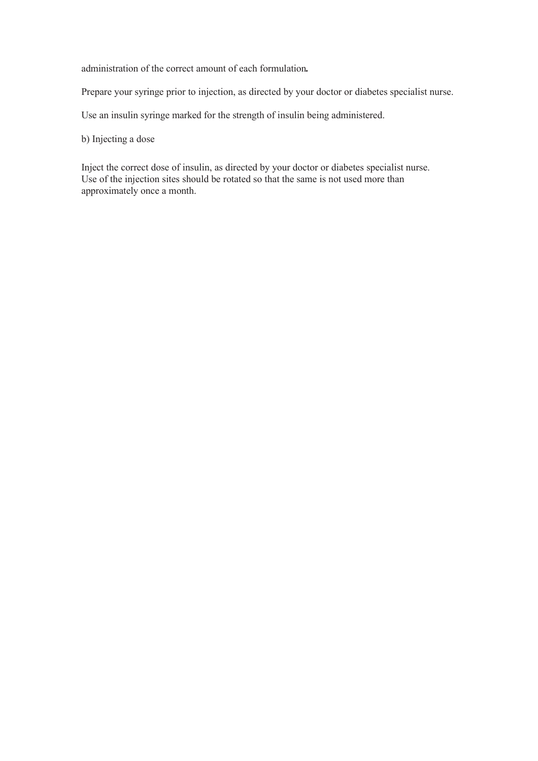administration of the correct amount of each formulation**.**

Prepare your syringe prior to injection, as directed by your doctor or diabetes specialist nurse.

Use an insulin syringe marked for the strength of insulin being administered.

b) Injecting a dose

Inject the correct dose of insulin, as directed by your doctor or diabetes specialist nurse.
Use of the injection sites should be rotated so that the same is not used more than approximately once a month.